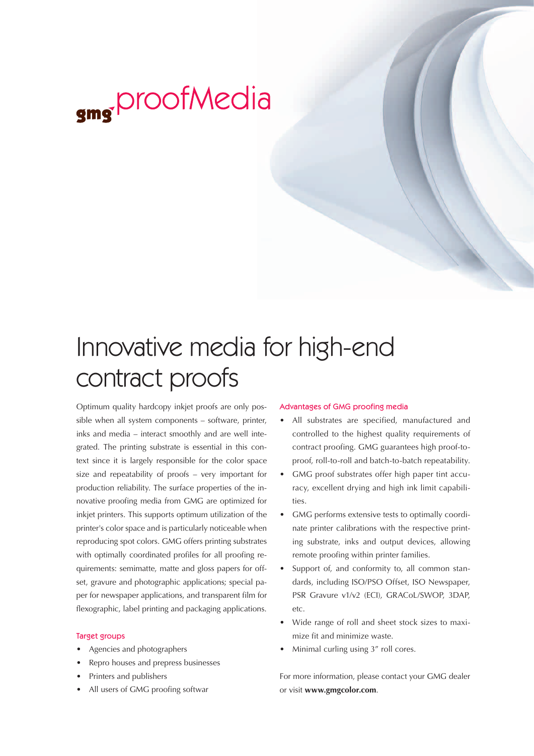# gmg proofMedia

## Innovative media for high-end contract proofs

Optimum quality hardcopy inkjet proofs are only possible when all system components – software, printer, inks and media – interact smoothly and are well integrated. The printing substrate is essential in this context since it is largely responsible for the color space size and repeatability of proofs – very important for production reliability. The surface properties of the innovative proofing media from GMG are optimized for inkjet printers. This supports optimum utilization of the printer's color space and is particularly noticeable when reproducing spot colors. GMG offers printing substrates with optimally coordinated profiles for all proofing requirements: semimatte, matte and gloss papers for offset, gravure and photographic applications; special paper for newspaper applications, and transparent film for flexographic, label printing and packaging applications.

### Target groups

- Agencies and photographers
- Repro houses and prepress businesses
- Printers and publishers
- All users of GMG proofing softwar

### Advantages of GMG proofing media

- All substrates are specified, manufactured and controlled to the highest quality requirements of contract proofing. GMG guarantees high proof-to-proof, roll-to-roll and batch-to-batch repeatability.
- GMG proof substrates offer high paper tint accuracy, excellent drying and high ink limit capabilities.
- GMG performs extensive tests to optimally coordinate printer calibrations with the respective printing substrate, inks and output devices, allowing remote proofing within printer families.
- Support of, and conformity to, all common standards, including ISO/PSO Offset, ISO Newspaper, PSR Gravure v1/v2 (ECI), GRACoL/SWOP, 3DAP, etc.
- Wide range of roll and sheet stock sizes to maximize fit and minimize waste.
- Minimal curling using 3" roll cores.

For more information, please contact your GMG dealer or visit **www.gmgcolor.com**.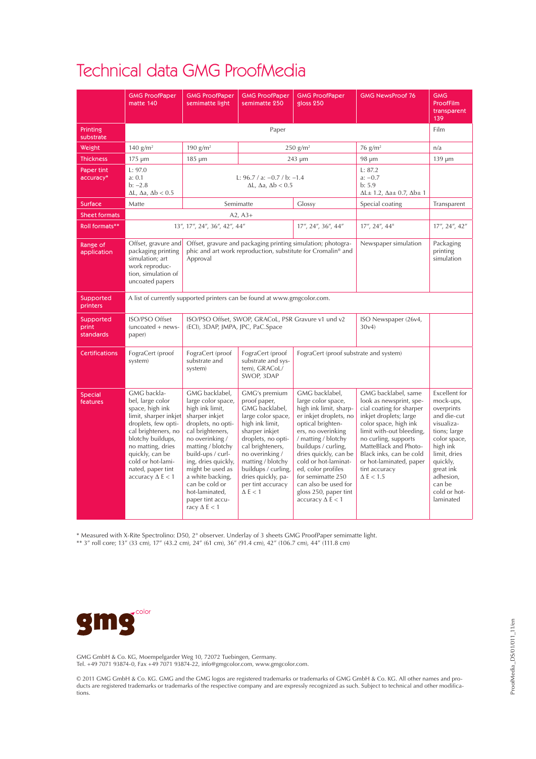# Technical data GMG ProofMedia

| | GMG ProofPaper matte 140 | GMG ProofPaper semimatte light | GMG ProofPaper semimatte 250 | GMG ProofPaper gloss 250 | GMG NewsProof 76 | GMG ProofFilm transparent 139 |
|---|---|---|---|---|---|---|
| Printing substrate | Paper | | | | | Film |
| Weight | 140 g/m² | 190 g/m² | 250 g/m² | | 76 g/m² | n/a |
| Thickness | 175 µm | 185 µm | 243 µm | | 98 µm | 139 µm |
| Paper tint accuracy* | L: 97.0<br>a: 0.1<br>b: −2.8<br>ΔL, Δa, Δb < 0.5 | L: 96.7 / a: −0.7 / b: −1.4<br>ΔL, Δa, Δb < 0.5 | | | L: 87.2<br>a: −0.7<br>b: 5.9<br>ΔL± 1.2, Δa± 0.7, Δb± 1 | |
| Surface | Matte | Semimatte | | Glossy | Special coating | Transparent |
| Sheet formats | A2, A3+ | | | | | |
| Roll formats** | 13″, 17″, 24″, 36″, 42″, 44″ | | | 17″, 24″, 36″, 44″ | 17″, 24″, 44″ | 17″, 24″, 42″ |
| Range of application | Offset, gravure and packaging printing simulation; art work reproduction, simulation of uncoated papers | Offset, gravure and packaging printing simulation; photographic and art work reproduction, substitute for Cromalin® and Approval | | | Newspaper simulation | Packaging printing simulation |
| Supported printers | A list of currently supported printers can be found at www.gmgcolor.com. | | | | | |
| Supported print standards | ISO/PSO Offset (uncoated + newspaper) | ISO/PSO Offset, SWOP, GRACoL, PSR Gravure v1 und v2 (ECI), 3DAP, JMPA, JPC, PaC.Space | | | ISO Newspaper (26v4, 30v4) | |
| Certifications | FograCert (proof system) | FograCert (proof substrate and system) | FograCert (proof substrate and system), GRACoL/ SWOP, 3DAP | FograCert (proof substrate and system) | | |
| Special features | GMG backlabel, large color space, high ink limit, sharper inkjet droplets, few optical brighteners, no blotchy buildups, no matting, dries quickly, can be cold or hot-laminated, paper tint accuracy Δ E < 1 | GMG backlabel, large color space, high ink limit, sharper inkjet droplets, no optical brighteners, no overinking / matting / blotchy build-ups / curling, dries quickly, might be used as a white backing, can be cold or hot-laminated, paper tint accuracy Δ E < 1 | GMG's premium proof paper, GMG backlabel, large color space, high ink limit, sharper inkjet droplets, no optical brighteners, no overinking / matting / blotchy buildups / curling, dries quickly, paper tint accuracy Δ E < 1 | GMG backlabel, large color space, high ink limit, sharper inkjet droplets, no optical brighteners, no overinking / matting / blotchy buildups / curling, dries quickly, can be cold or hot-laminated, color profiles for semimatte 250 can also be used for gloss 250, paper tint accuracy Δ E < 1 | GMG backlabel, same look as newsprint, special coating for sharper inkjet droplets; large color space, high ink limit with-out bleeding, no curling, supports MatteBlack and PhotoBlack inks, can be cold or hot-laminated, paper tint accuracy Δ E < 1.5 | Excellent for mock-ups, overprints and die-cut visualizations; large color space, high ink limit, dries quickly, great ink adhesion, can be cold or hot-laminated |

\* Measured with X-Rite Spectrolino: D50, 2° observer. Underlay of 3 sheets GMG ProofPaper semimatte light.
\*\* 3″ roll core; 13″ (33 cm), 17″ (43.2 cm), 24″ (61 cm), 36″ (91.4 cm), 42″ (106.7 cm), 44″ (111.8 cm)

gmg color

GMG GmbH & Co. KG, Moempelgarder Weg 10, 72072 Tuebingen, Germany.
Tel. +49 7071 93874-0, Fax +49 7071 93874-22, info@gmgcolor.com, www.gmgcolor.com.

© 2011 GMG GmbH & Co. KG. GMG and the GMG logos are registered trademarks or trademarks of GMG GmbH & Co. KG. All other names and products are registered trademarks or trademarks of the respective company and are expressly recognized as such. Subject to technical and other modifications.

ProofMedia_DS/01/011_11/en